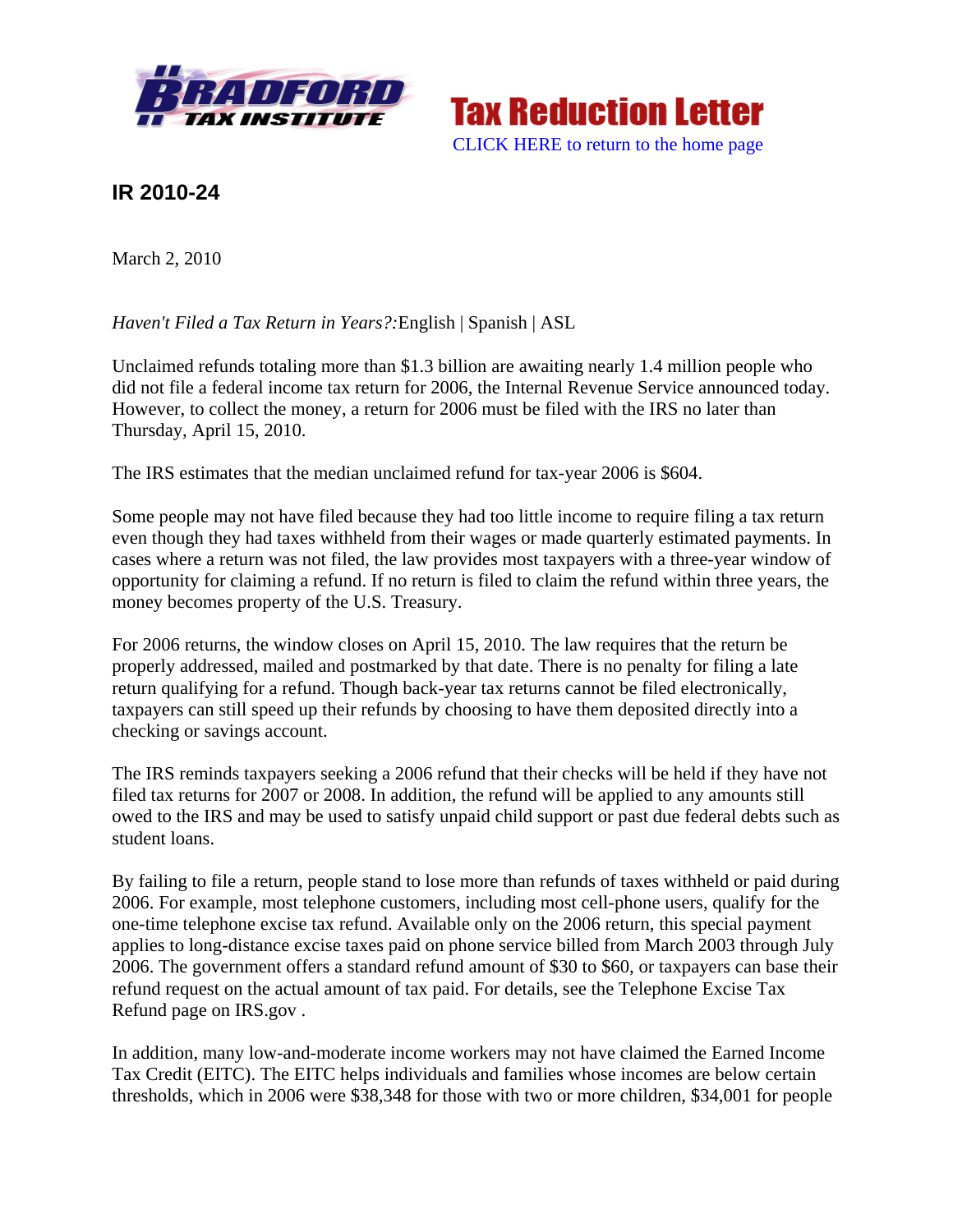Tax Reduction Letter

CLICK HERE to return to the home page

## IR 2010-24

March 2, 2010

*Haven't Filed a Tax Return in Years?:*English | Spanish | ASL

Unclaimed refunds totaling more than $1.3 billion are awaiting nearly 1.4 million people who did not file a federal income tax return for 2006, the Internal Revenue Service announced today. However, to collect the money, a return for 2006 must be filed with the IRS no later than Thursday, April 15, 2010.

The IRS estimates that the median unclaimed refund for tax-year 2006 is $604.

Some people may not have filed because they had too little income to require filing a tax return even though they had taxes withheld from their wages or made quarterly estimated payments. In cases where a return was not filed, the law provides most taxpayers with a three-year window of opportunity for claiming a refund. If no return is filed to claim the refund within three years, the money becomes property of the U.S. Treasury.

For 2006 returns, the window closes on April 15, 2010. The law requires that the return be properly addressed, mailed and postmarked by that date. There is no penalty for filing a late return qualifying for a refund. Though back-year tax returns cannot be filed electronically, taxpayers can still speed up their refunds by choosing to have them deposited directly into a checking or savings account.

The IRS reminds taxpayers seeking a 2006 refund that their checks will be held if they have not filed tax returns for 2007 or 2008. In addition, the refund will be applied to any amounts still owed to the IRS and may be used to satisfy unpaid child support or past due federal debts such as student loans.

By failing to file a return, people stand to lose more than refunds of taxes withheld or paid during 2006. For example, most telephone customers, including most cell-phone users, qualify for the one-time telephone excise tax refund. Available only on the 2006 return, this special payment applies to long-distance excise taxes paid on phone service billed from March 2003 through July 2006. The government offers a standard refund amount of $30 to $60, or taxpayers can base their refund request on the actual amount of tax paid. For details, see the Telephone Excise Tax Refund page on IRS.gov .

In addition, many low-and-moderate income workers may not have claimed the Earned Income Tax Credit (EITC). The EITC helps individuals and families whose incomes are below certain thresholds, which in 2006 were $38,348 for those with two or more children, $34,001 for people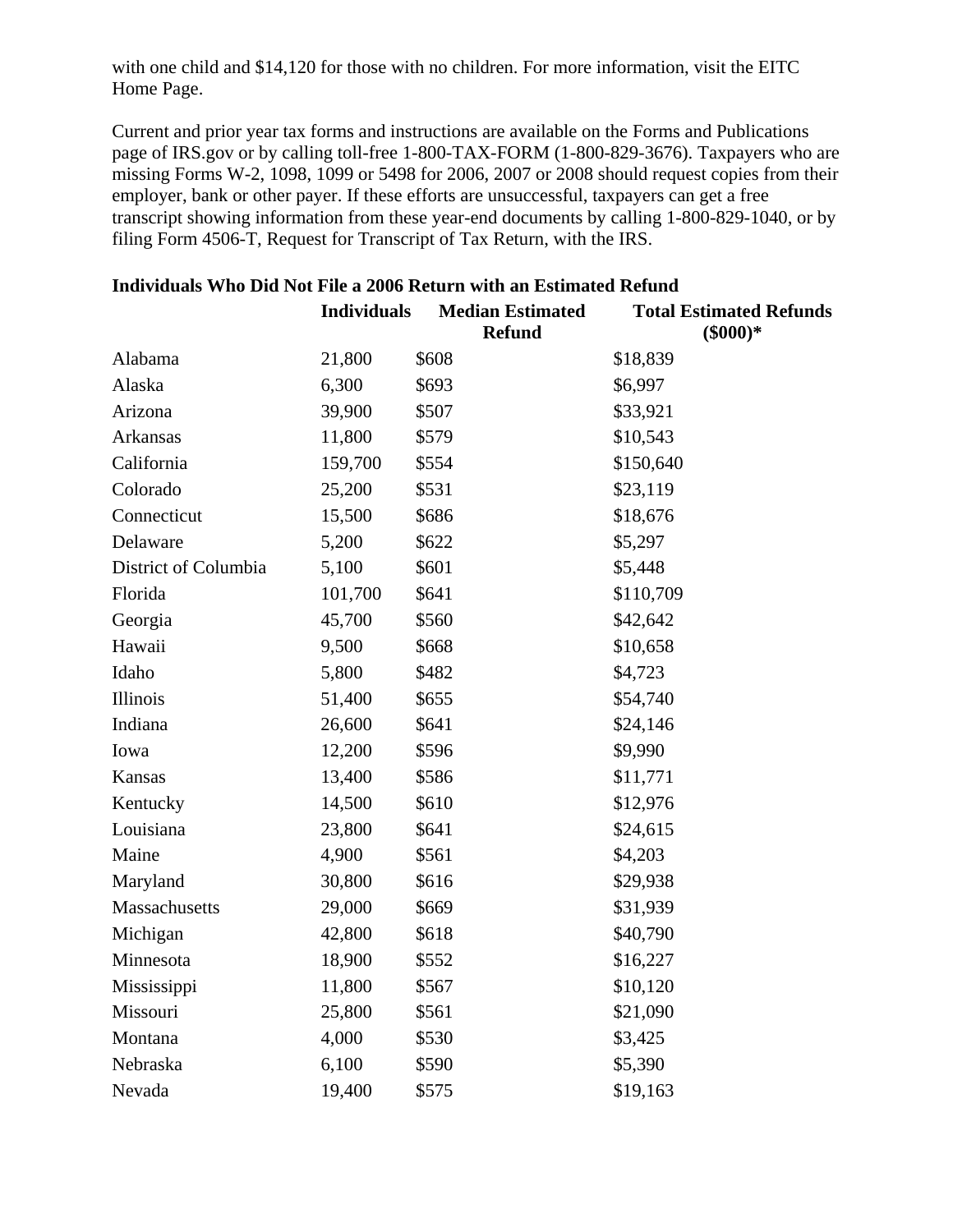with one child and $14,120 for those with no children. For more information, visit the EITC Home Page.

Current and prior year tax forms and instructions are available on the Forms and Publications page of IRS.gov or by calling toll-free 1-800-TAX-FORM (1-800-829-3676). Taxpayers who are missing Forms W-2, 1098, 1099 or 5498 for 2006, 2007 or 2008 should request copies from their employer, bank or other payer. If these efforts are unsuccessful, taxpayers can get a free transcript showing information from these year-end documents by calling 1-800-829-1040, or by filing Form 4506-T, Request for Transcript of Tax Return, with the IRS.

**Individuals Who Did Not File a 2006 Return with an Estimated Refund**

| | Individuals | Median Estimated Refund | Total Estimated Refunds ($000)* |
|---|---|---|---|
| Alabama | 21,800 | $608 | $18,839 |
| Alaska | 6,300 | $693 | $6,997 |
| Arizona | 39,900 | $507 | $33,921 |
| Arkansas | 11,800 | $579 | $10,543 |
| California | 159,700 | $554 | $150,640 |
| Colorado | 25,200 | $531 | $23,119 |
| Connecticut | 15,500 | $686 | $18,676 |
| Delaware | 5,200 | $622 | $5,297 |
| District of Columbia | 5,100 | $601 | $5,448 |
| Florida | 101,700 | $641 | $110,709 |
| Georgia | 45,700 | $560 | $42,642 |
| Hawaii | 9,500 | $668 | $10,658 |
| Idaho | 5,800 | $482 | $4,723 |
| Illinois | 51,400 | $655 | $54,740 |
| Indiana | 26,600 | $641 | $24,146 |
| Iowa | 12,200 | $596 | $9,990 |
| Kansas | 13,400 | $586 | $11,771 |
| Kentucky | 14,500 | $610 | $12,976 |
| Louisiana | 23,800 | $641 | $24,615 |
| Maine | 4,900 | $561 | $4,203 |
| Maryland | 30,800 | $616 | $29,938 |
| Massachusetts | 29,000 | $669 | $31,939 |
| Michigan | 42,800 | $618 | $40,790 |
| Minnesota | 18,900 | $552 | $16,227 |
| Mississippi | 11,800 | $567 | $10,120 |
| Missouri | 25,800 | $561 | $21,090 |
| Montana | 4,000 | $530 | $3,425 |
| Nebraska | 6,100 | $590 | $5,390 |
| Nevada | 19,400 | $575 | $19,163 |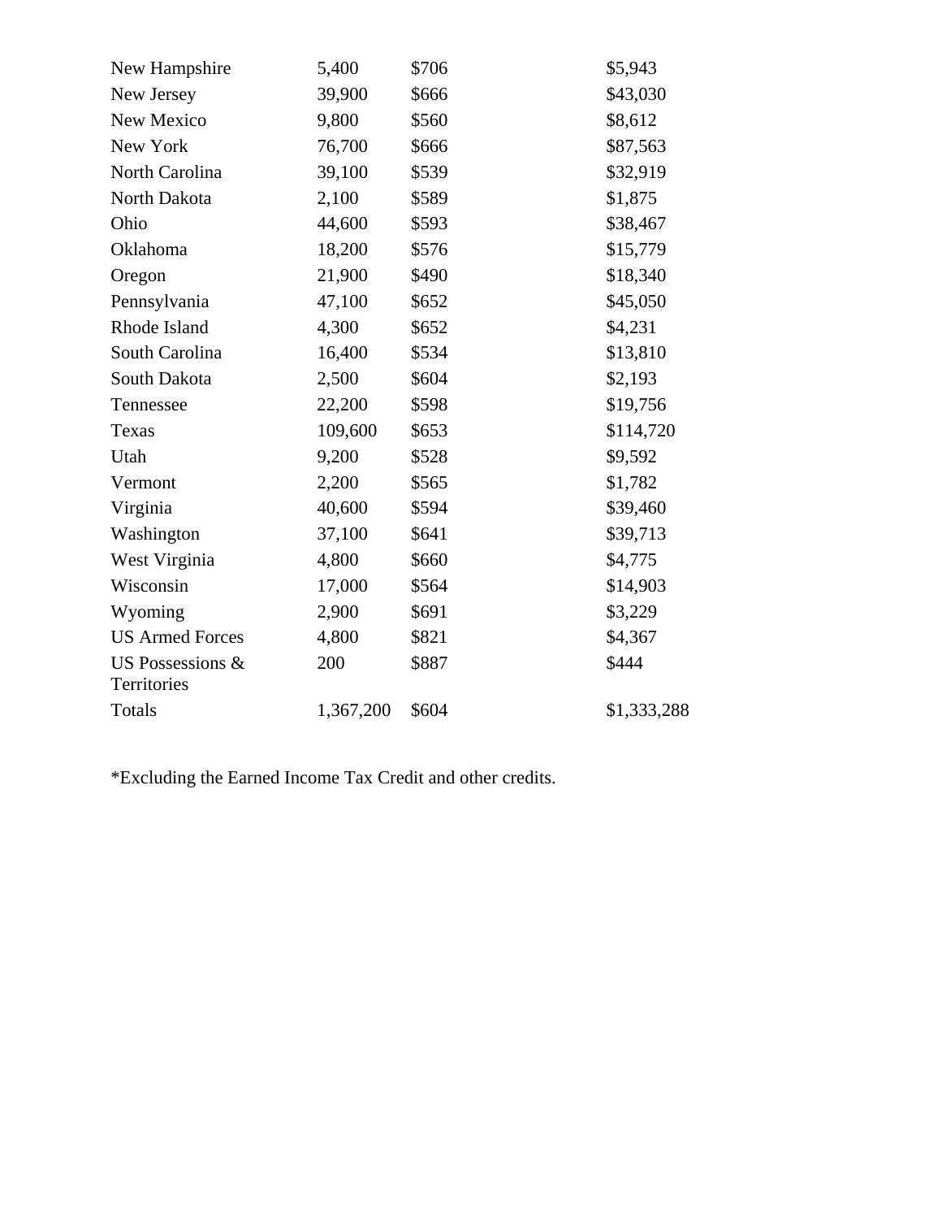| | | | |
|---|---|---|---|
| New Hampshire | 5,400 | $706 | $5,943 |
| New Jersey | 39,900 | $666 | $43,030 |
| New Mexico | 9,800 | $560 | $8,612 |
| New York | 76,700 | $666 | $87,563 |
| North Carolina | 39,100 | $539 | $32,919 |
| North Dakota | 2,100 | $589 | $1,875 |
| Ohio | 44,600 | $593 | $38,467 |
| Oklahoma | 18,200 | $576 | $15,779 |
| Oregon | 21,900 | $490 | $18,340 |
| Pennsylvania | 47,100 | $652 | $45,050 |
| Rhode Island | 4,300 | $652 | $4,231 |
| South Carolina | 16,400 | $534 | $13,810 |
| South Dakota | 2,500 | $604 | $2,193 |
| Tennessee | 22,200 | $598 | $19,756 |
| Texas | 109,600 | $653 | $114,720 |
| Utah | 9,200 | $528 | $9,592 |
| Vermont | 2,200 | $565 | $1,782 |
| Virginia | 40,600 | $594 | $39,460 |
| Washington | 37,100 | $641 | $39,713 |
| West Virginia | 4,800 | $660 | $4,775 |
| Wisconsin | 17,000 | $564 | $14,903 |
| Wyoming | 2,900 | $691 | $3,229 |
| US Armed Forces | 4,800 | $821 | $4,367 |
| US Possessions & Territories | 200 | $887 | $444 |
| Totals | 1,367,200 | $604 | $1,333,288 |

*Excluding the Earned Income Tax Credit and other credits.